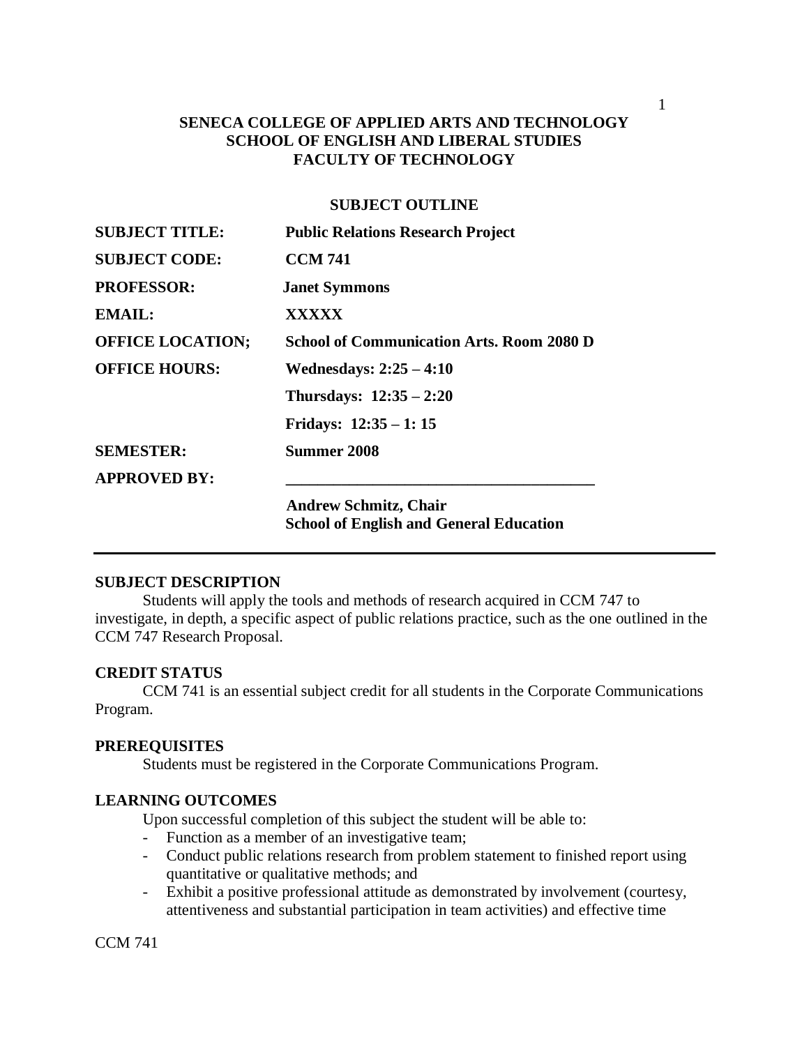**SENECA COLLEGE OF APPLIED ARTS AND TECHNOLOGY**
**SCHOOL OF ENGLISH AND LIBERAL STUDIES**
**FACULTY OF TECHNOLOGY**

**SUBJECT OUTLINE**

| | |
|---|---|
| **SUBJECT TITLE:** | **Public Relations Research Project** |
| **SUBJECT CODE:** | **CCM 741** |
| **PROFESSOR:** | **Janet Symmons** |
| **EMAIL:** | **XXXXX** |
| **OFFICE LOCATION;** | **School of Communication Arts. Room 2080 D** |
| **OFFICE HOURS:** | **Wednesdays: 2:25 – 4:10** |
| | **Thursdays: 12:35 – 2:20** |
| | **Fridays: 12:35 – 1: 15** |
| **SEMESTER:** | **Summer 2008** |
| **APPROVED BY:** | ________________________________________ |
| | **Andrew Schmitz, Chair** **School of English and General Education** |

---

## SUBJECT DESCRIPTION

Students will apply the tools and methods of research acquired in CCM 747 to investigate, in depth, a specific aspect of public relations practice, such as the one outlined in the CCM 747 Research Proposal.

## CREDIT STATUS

CCM 741 is an essential subject credit for all students in the Corporate Communications Program.

## PREREQUISITES

Students must be registered in the Corporate Communications Program.

## LEARNING OUTCOMES

Upon successful completion of this subject the student will be able to:

- Function as a member of an investigative team;
- Conduct public relations research from problem statement to finished report using quantitative or qualitative methods; and
- Exhibit a positive professional attitude as demonstrated by involvement (courtesy, attentiveness and substantial participation in team activities) and effective time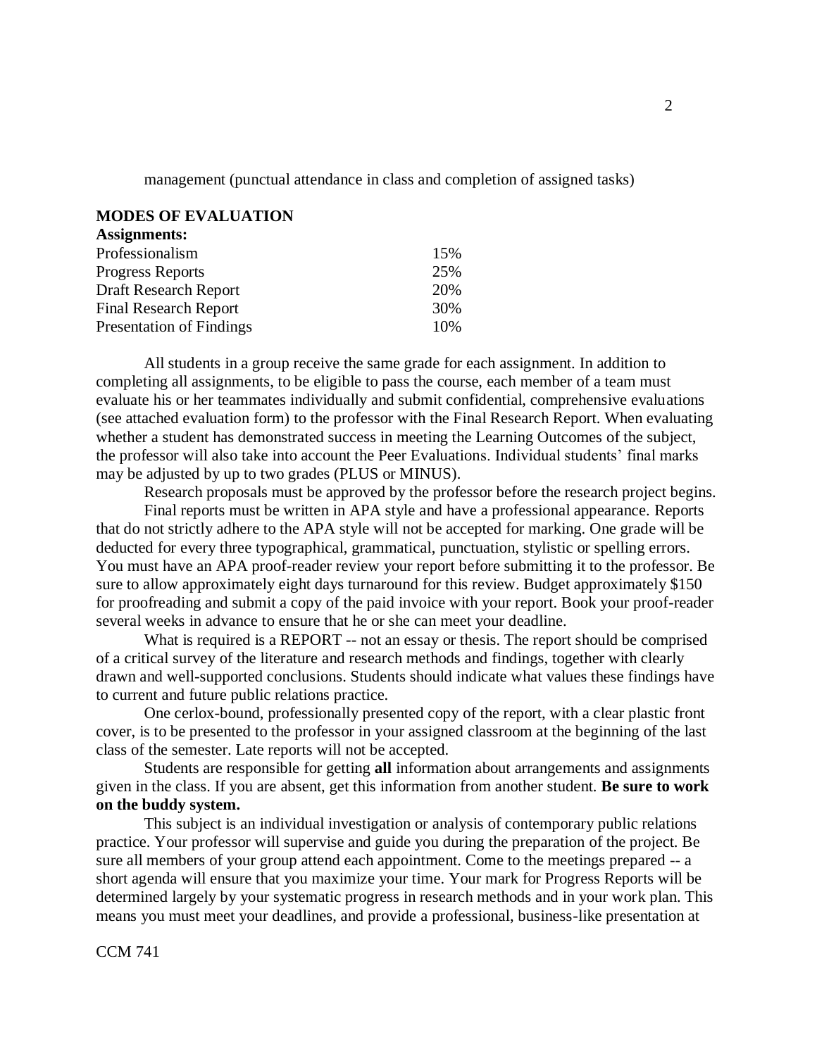management (punctual attendance in class and completion of assigned tasks)

## MODES OF EVALUATION

**Assignments:**

| | |
|---|---|
| Professionalism | 15% |
| Progress Reports | 25% |
| Draft Research Report | 20% |
| Final Research Report | 30% |
| Presentation of Findings | 10% |

All students in a group receive the same grade for each assignment. In addition to completing all assignments, to be eligible to pass the course, each member of a team must evaluate his or her teammates individually and submit confidential, comprehensive evaluations (see attached evaluation form) to the professor with the Final Research Report. When evaluating whether a student has demonstrated success in meeting the Learning Outcomes of the subject, the professor will also take into account the Peer Evaluations. Individual students' final marks may be adjusted by up to two grades (PLUS or MINUS).

Research proposals must be approved by the professor before the research project begins.

Final reports must be written in APA style and have a professional appearance. Reports that do not strictly adhere to the APA style will not be accepted for marking. One grade will be deducted for every three typographical, grammatical, punctuation, stylistic or spelling errors. You must have an APA proof-reader review your report before submitting it to the professor. Be sure to allow approximately eight days turnaround for this review. Budget approximately $150 for proofreading and submit a copy of the paid invoice with your report. Book your proof-reader several weeks in advance to ensure that he or she can meet your deadline.

What is required is a REPORT -- not an essay or thesis. The report should be comprised of a critical survey of the literature and research methods and findings, together with clearly drawn and well-supported conclusions. Students should indicate what values these findings have to current and future public relations practice.

One cerlox-bound, professionally presented copy of the report, with a clear plastic front cover, is to be presented to the professor in your assigned classroom at the beginning of the last class of the semester. Late reports will not be accepted.

Students are responsible for getting **all** information about arrangements and assignments given in the class. If you are absent, get this information from another student. **Be sure to work on the buddy system.**

This subject is an individual investigation or analysis of contemporary public relations practice. Your professor will supervise and guide you during the preparation of the project. Be sure all members of your group attend each appointment. Come to the meetings prepared -- a short agenda will ensure that you maximize your time. Your mark for Progress Reports will be determined largely by your systematic progress in research methods and in your work plan. This means you must meet your deadlines, and provide a professional, business-like presentation at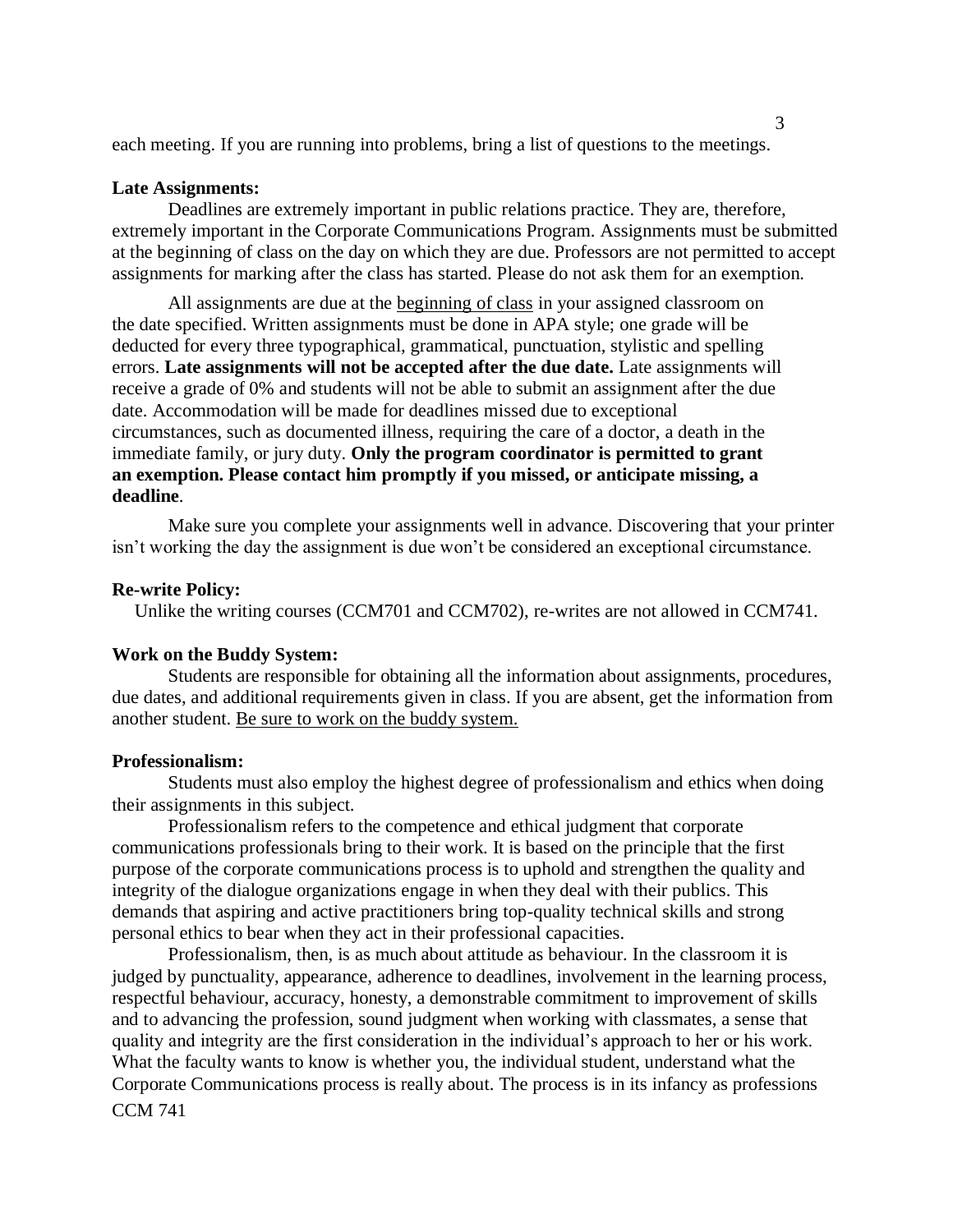each meeting. If you are running into problems, bring a list of questions to the meetings.

**Late Assignments:**

Deadlines are extremely important in public relations practice. They are, therefore, extremely important in the Corporate Communications Program. Assignments must be submitted at the beginning of class on the day on which they are due. Professors are not permitted to accept assignments for marking after the class has started. Please do not ask them for an exemption.

All assignments are due at the <u>beginning of class</u> in your assigned classroom on the date specified. Written assignments must be done in APA style; one grade will be deducted for every three typographical, grammatical, punctuation, stylistic and spelling errors. **Late assignments will not be accepted after the due date.** Late assignments will receive a grade of 0% and students will not be able to submit an assignment after the due date. Accommodation will be made for deadlines missed due to exceptional circumstances, such as documented illness, requiring the care of a doctor, a death in the immediate family, or jury duty. **Only the program coordinator is permitted to grant an exemption. Please contact him promptly if you missed, or anticipate missing, a deadline**.

Make sure you complete your assignments well in advance. Discovering that your printer isn't working the day the assignment is due won't be considered an exceptional circumstance.

**Re-write Policy:**

Unlike the writing courses (CCM701 and CCM702), re-writes are not allowed in CCM741.

**Work on the Buddy System:**

Students are responsible for obtaining all the information about assignments, procedures, due dates, and additional requirements given in class. If you are absent, get the information from another student. <u>Be sure to work on the buddy system.</u>

**Professionalism:**

Students must also employ the highest degree of professionalism and ethics when doing their assignments in this subject.

Professionalism refers to the competence and ethical judgment that corporate communications professionals bring to their work. It is based on the principle that the first purpose of the corporate communications process is to uphold and strengthen the quality and integrity of the dialogue organizations engage in when they deal with their publics. This demands that aspiring and active practitioners bring top-quality technical skills and strong personal ethics to bear when they act in their professional capacities.

Professionalism, then, is as much about attitude as behaviour. In the classroom it is judged by punctuality, appearance, adherence to deadlines, involvement in the learning process, respectful behaviour, accuracy, honesty, a demonstrable commitment to improvement of skills and to advancing the profession, sound judgment when working with classmates, a sense that quality and integrity are the first consideration in the individual's approach to her or his work. What the faculty wants to know is whether you, the individual student, understand what the Corporate Communications process is really about. The process is in its infancy as professions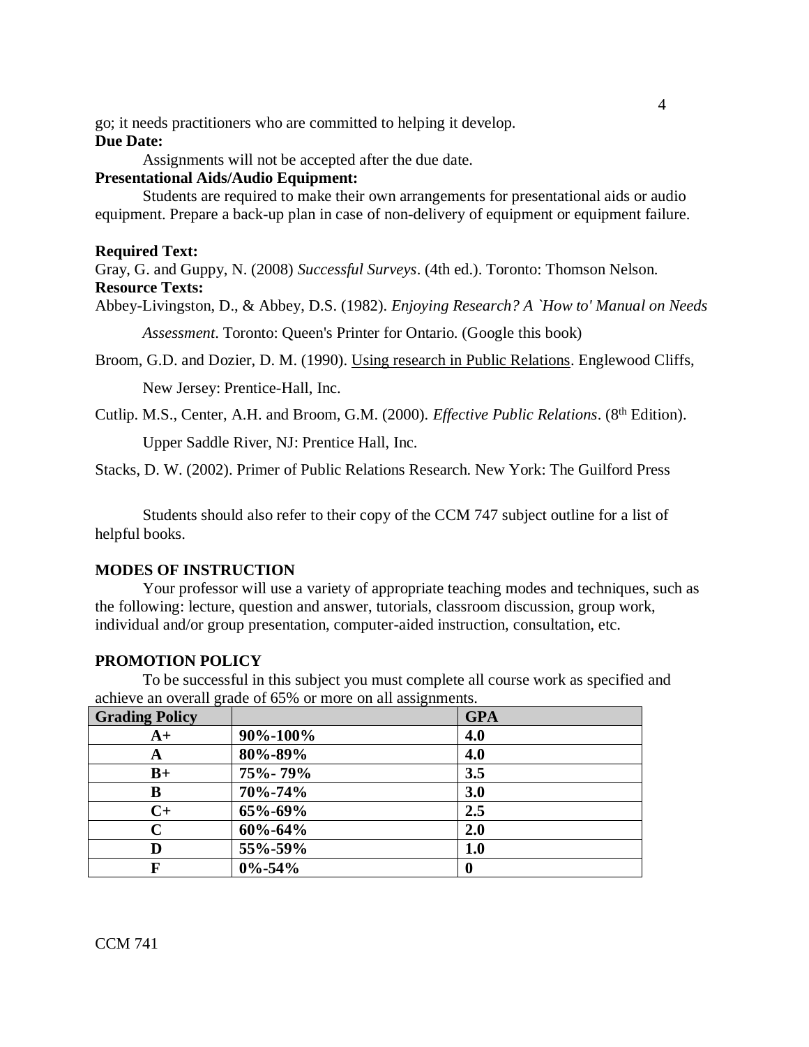go; it needs practitioners who are committed to helping it develop.

**Due Date:**

Assignments will not be accepted after the due date.

**Presentational Aids/Audio Equipment:**

Students are required to make their own arrangements for presentational aids or audio equipment. Prepare a back-up plan in case of non-delivery of equipment or equipment failure.

**Required Text:**

Gray, G. and Guppy, N. (2008) *Successful Surveys*. (4th ed.). Toronto: Thomson Nelson.

**Resource Texts:**

Abbey-Livingston, D., & Abbey, D.S. (1982). *Enjoying Research? A `How to' Manual on Needs Assessment*. Toronto: Queen's Printer for Ontario. (Google this book)

Broom, G.D. and Dozier, D. M. (1990). Using research in Public Relations. Englewood Cliffs, New Jersey: Prentice-Hall, Inc.

Cutlip. M.S., Center, A.H. and Broom, G.M. (2000). *Effective Public Relations*. (8th Edition). Upper Saddle River, NJ: Prentice Hall, Inc.

Stacks, D. W. (2002). Primer of Public Relations Research. New York: The Guilford Press

Students should also refer to their copy of the CCM 747 subject outline for a list of helpful books.

**MODES OF INSTRUCTION**

Your professor will use a variety of appropriate teaching modes and techniques, such as the following: lecture, question and answer, tutorials, classroom discussion, group work, individual and/or group presentation, computer-aided instruction, consultation, etc.

**PROMOTION POLICY**

To be successful in this subject you must complete all course work as specified and achieve an overall grade of 65% or more on all assignments.

| Grading Policy | | GPA |
|---|---|---|
| A+ | 90%-100% | 4.0 |
| A | 80%-89% | 4.0 |
| B+ | 75%- 79% | 3.5 |
| B | 70%-74% | 3.0 |
| C+ | 65%-69% | 2.5 |
| C | 60%-64% | 2.0 |
| D | 55%-59% | 1.0 |
| F | 0%-54% | 0 |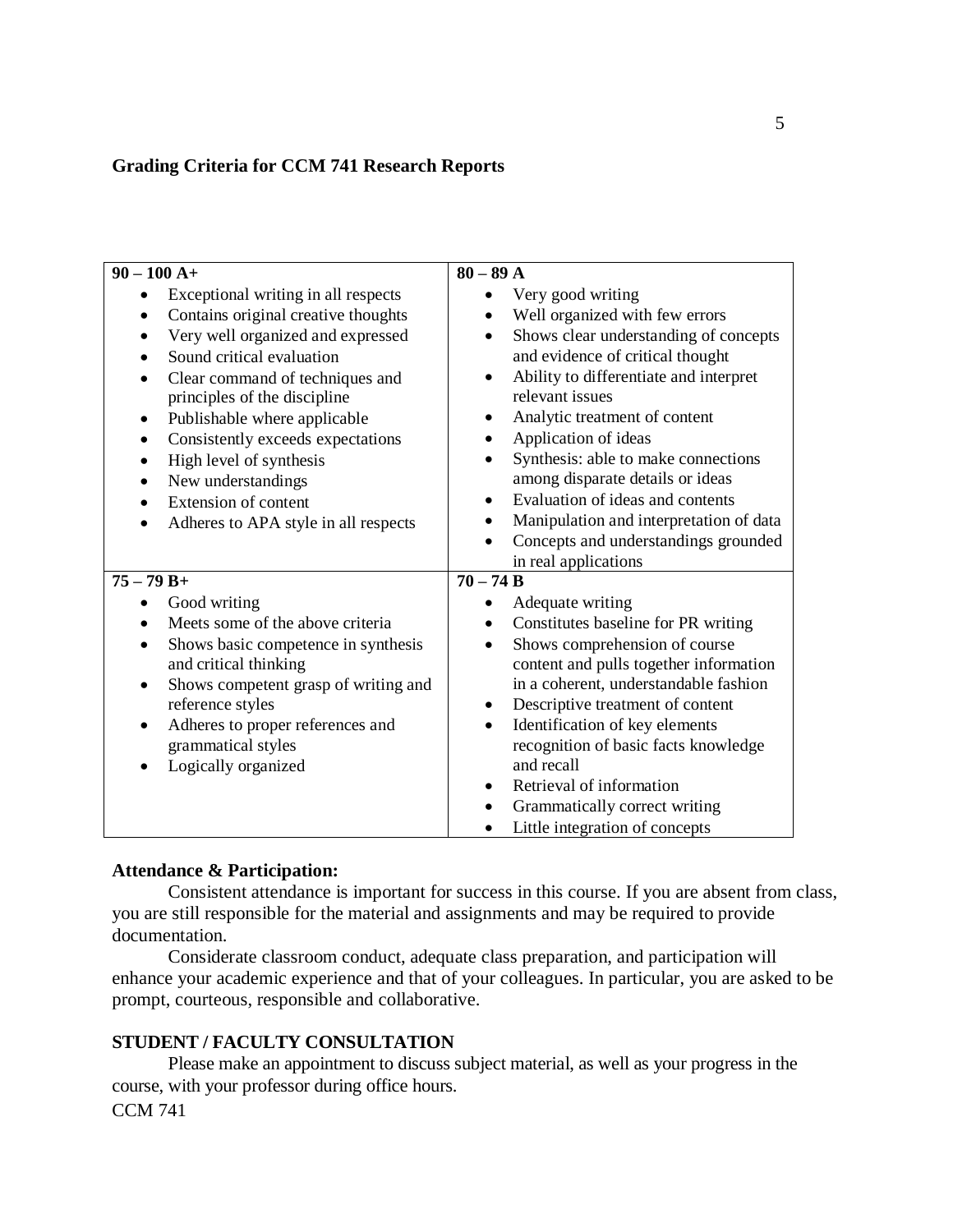## Grading Criteria for CCM 741 Research Reports

| **90 – 100 A+** | **80 – 89 A** |
| --- | --- |
| • Exceptional writing in all respects<br>• Contains original creative thoughts<br>• Very well organized and expressed<br>• Sound critical evaluation<br>• Clear command of techniques and principles of the discipline<br>• Publishable where applicable<br>• Consistently exceeds expectations<br>• High level of synthesis<br>• New understandings<br>• Extension of content<br>• Adheres to APA style in all respects | • Very good writing<br>• Well organized with few errors<br>• Shows clear understanding of concepts and evidence of critical thought<br>• Ability to differentiate and interpret relevant issues<br>• Analytic treatment of content<br>• Application of ideas<br>• Synthesis: able to make connections among disparate details or ideas<br>• Evaluation of ideas and contents<br>• Manipulation and interpretation of data<br>• Concepts and understandings grounded in real applications |
| **75 – 79 B+** | **70 – 74 B** |
| • Good writing<br>• Meets some of the above criteria<br>• Shows basic competence in synthesis and critical thinking<br>• Shows competent grasp of writing and reference styles<br>• Adheres to proper references and grammatical styles<br>• Logically organized | • Adequate writing<br>• Constitutes baseline for PR writing<br>• Shows comprehension of course content and pulls together information in a coherent, understandable fashion<br>• Descriptive treatment of content<br>• Identification of key elements recognition of basic facts knowledge and recall<br>• Retrieval of information<br>• Grammatically correct writing<br>• Little integration of concepts |

**Attendance & Participation:**

Consistent attendance is important for success in this course. If you are absent from class, you are still responsible for the material and assignments and may be required to provide documentation.

Considerate classroom conduct, adequate class preparation, and participation will enhance your academic experience and that of your colleagues. In particular, you are asked to be prompt, courteous, responsible and collaborative.

**STUDENT / FACULTY CONSULTATION**

Please make an appointment to discuss subject material, as well as your progress in the course, with your professor during office hours.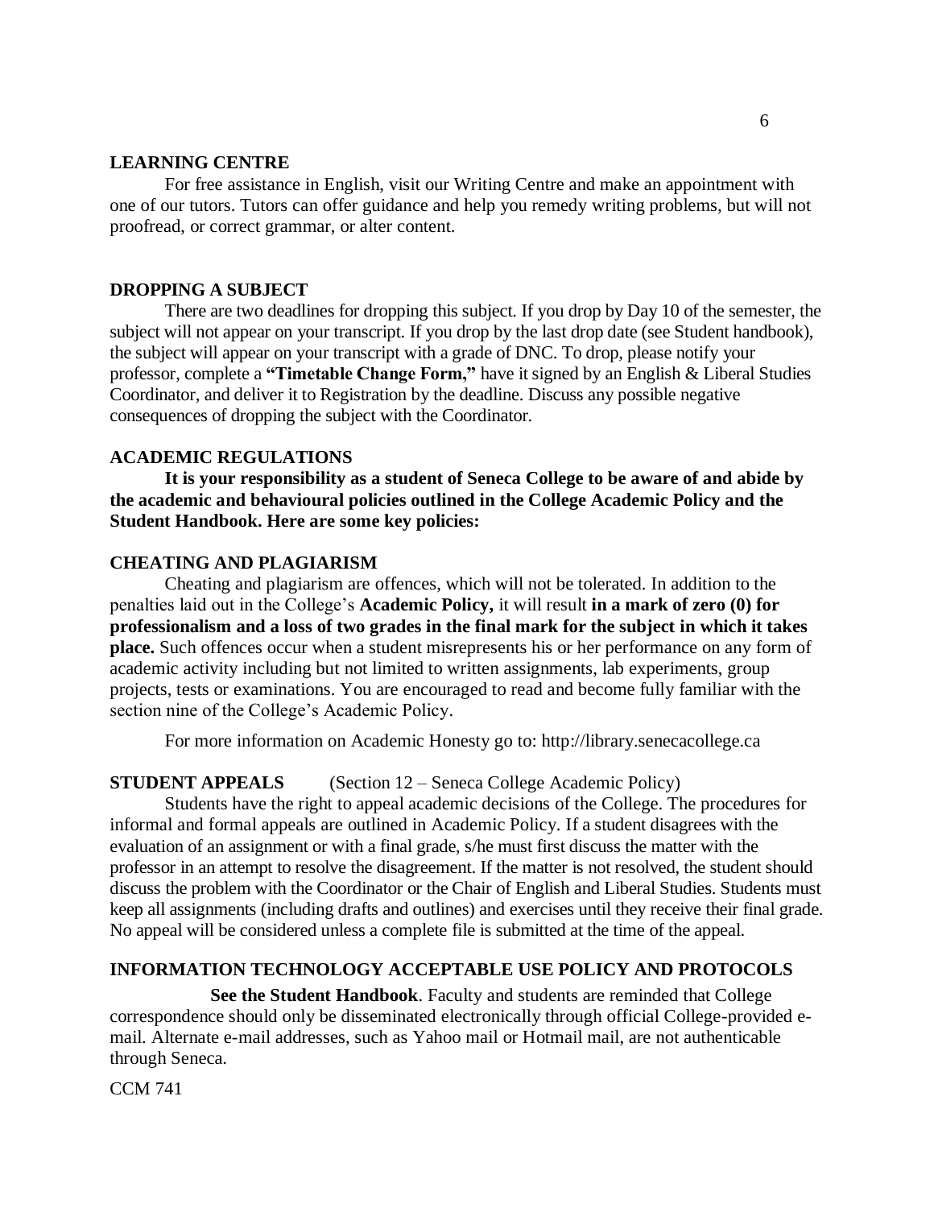## LEARNING CENTRE

For free assistance in English, visit our Writing Centre and make an appointment with one of our tutors. Tutors can offer guidance and help you remedy writing problems, but will not proofread, or correct grammar, or alter content.

## DROPPING A SUBJECT

There are two deadlines for dropping this subject. If you drop by Day 10 of the semester, the subject will not appear on your transcript. If you drop by the last drop date (see Student handbook), the subject will appear on your transcript with a grade of DNC. To drop, please notify your professor, complete a **"Timetable Change Form,"** have it signed by an English & Liberal Studies Coordinator, and deliver it to Registration by the deadline. Discuss any possible negative consequences of dropping the subject with the Coordinator.

## ACADEMIC REGULATIONS

**It is your responsibility as a student of Seneca College to be aware of and abide by the academic and behavioural policies outlined in the College Academic Policy and the Student Handbook. Here are some key policies:**

## CHEATING AND PLAGIARISM

Cheating and plagiarism are offences, which will not be tolerated. In addition to the penalties laid out in the College's **Academic Policy,** it will result **in a mark of zero (0) for professionalism and a loss of two grades in the final mark for the subject in which it takes place.** Such offences occur when a student misrepresents his or her performance on any form of academic activity including but not limited to written assignments, lab experiments, group projects, tests or examinations. You are encouraged to read and become fully familiar with the section nine of the College's Academic Policy.

For more information on Academic Honesty go to: http://library.senecacollege.ca

## STUDENT APPEALS (Section 12 – Seneca College Academic Policy)

Students have the right to appeal academic decisions of the College. The procedures for informal and formal appeals are outlined in Academic Policy. If a student disagrees with the evaluation of an assignment or with a final grade, s/he must first discuss the matter with the professor in an attempt to resolve the disagreement. If the matter is not resolved, the student should discuss the problem with the Coordinator or the Chair of English and Liberal Studies. Students must keep all assignments (including drafts and outlines) and exercises until they receive their final grade. No appeal will be considered unless a complete file is submitted at the time of the appeal.

## INFORMATION TECHNOLOGY ACCEPTABLE USE POLICY AND PROTOCOLS

**See the Student Handbook**. Faculty and students are reminded that College correspondence should only be disseminated electronically through official College-provided e-mail. Alternate e-mail addresses, such as Yahoo mail or Hotmail mail, are not authenticable through Seneca.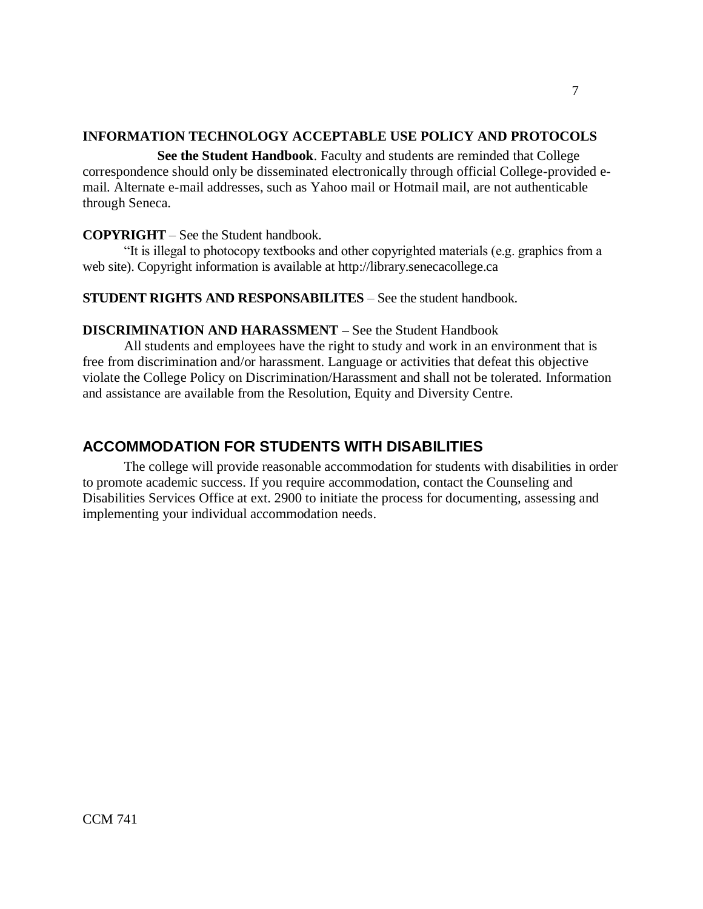**INFORMATION TECHNOLOGY ACCEPTABLE USE POLICY AND PROTOCOLS**

**See the Student Handbook**. Faculty and students are reminded that College correspondence should only be disseminated electronically through official College-provided e-mail. Alternate e-mail addresses, such as Yahoo mail or Hotmail mail, are not authenticable through Seneca.

**COPYRIGHT** – See the Student handbook.

"It is illegal to photocopy textbooks and other copyrighted materials (e.g. graphics from a web site). Copyright information is available at http://library.senecacollege.ca

**STUDENT RIGHTS AND RESPONSABILITES** – See the student handbook.

**DISCRIMINATION AND HARASSMENT –** See the Student Handbook

All students and employees have the right to study and work in an environment that is free from discrimination and/or harassment. Language or activities that defeat this objective violate the College Policy on Discrimination/Harassment and shall not be tolerated. Information and assistance are available from the Resolution, Equity and Diversity Centre.

## ACCOMMODATION FOR STUDENTS WITH DISABILITIES

The college will provide reasonable accommodation for students with disabilities in order to promote academic success. If you require accommodation, contact the Counseling and Disabilities Services Office at ext. 2900 to initiate the process for documenting, assessing and implementing your individual accommodation needs.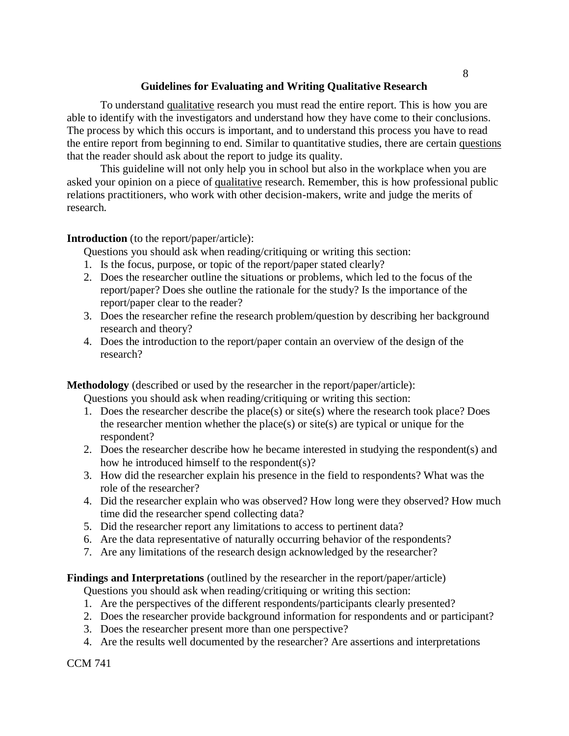## Guidelines for Evaluating and Writing Qualitative Research

To understand <u>qualitative</u> research you must read the entire report. This is how you are able to identify with the investigators and understand how they have come to their conclusions. The process by which this occurs is important, and to understand this process you have to read the entire report from beginning to end. Similar to quantitative studies, there are certain <u>questions</u> that the reader should ask about the report to judge its quality.

This guideline will not only help you in school but also in the workplace when you are asked your opinion on a piece of <u>qualitative</u> research. Remember, this is how professional public relations practitioners, who work with other decision-makers, write and judge the merits of research.

**Introduction** (to the report/paper/article):

Questions you should ask when reading/critiquing or writing this section:

1. Is the focus, purpose, or topic of the report/paper stated clearly?
2. Does the researcher outline the situations or problems, which led to the focus of the report/paper? Does she outline the rationale for the study? Is the importance of the report/paper clear to the reader?
3. Does the researcher refine the research problem/question by describing her background research and theory?
4. Does the introduction to the report/paper contain an overview of the design of the research?

**Methodology** (described or used by the researcher in the report/paper/article):

Questions you should ask when reading/critiquing or writing this section:

1. Does the researcher describe the place(s) or site(s) where the research took place? Does the researcher mention whether the place(s) or site(s) are typical or unique for the respondent?
2. Does the researcher describe how he became interested in studying the respondent(s) and how he introduced himself to the respondent(s)?
3. How did the researcher explain his presence in the field to respondents? What was the role of the researcher?
4. Did the researcher explain who was observed? How long were they observed? How much time did the researcher spend collecting data?
5. Did the researcher report any limitations to access to pertinent data?
6. Are the data representative of naturally occurring behavior of the respondents?
7. Are any limitations of the research design acknowledged by the researcher?

**Findings and Interpretations** (outlined by the researcher in the report/paper/article)

Questions you should ask when reading/critiquing or writing this section:

1. Are the perspectives of the different respondents/participants clearly presented?
2. Does the researcher provide background information for respondents and or participant?
3. Does the researcher present more than one perspective?
4. Are the results well documented by the researcher? Are assertions and interpretations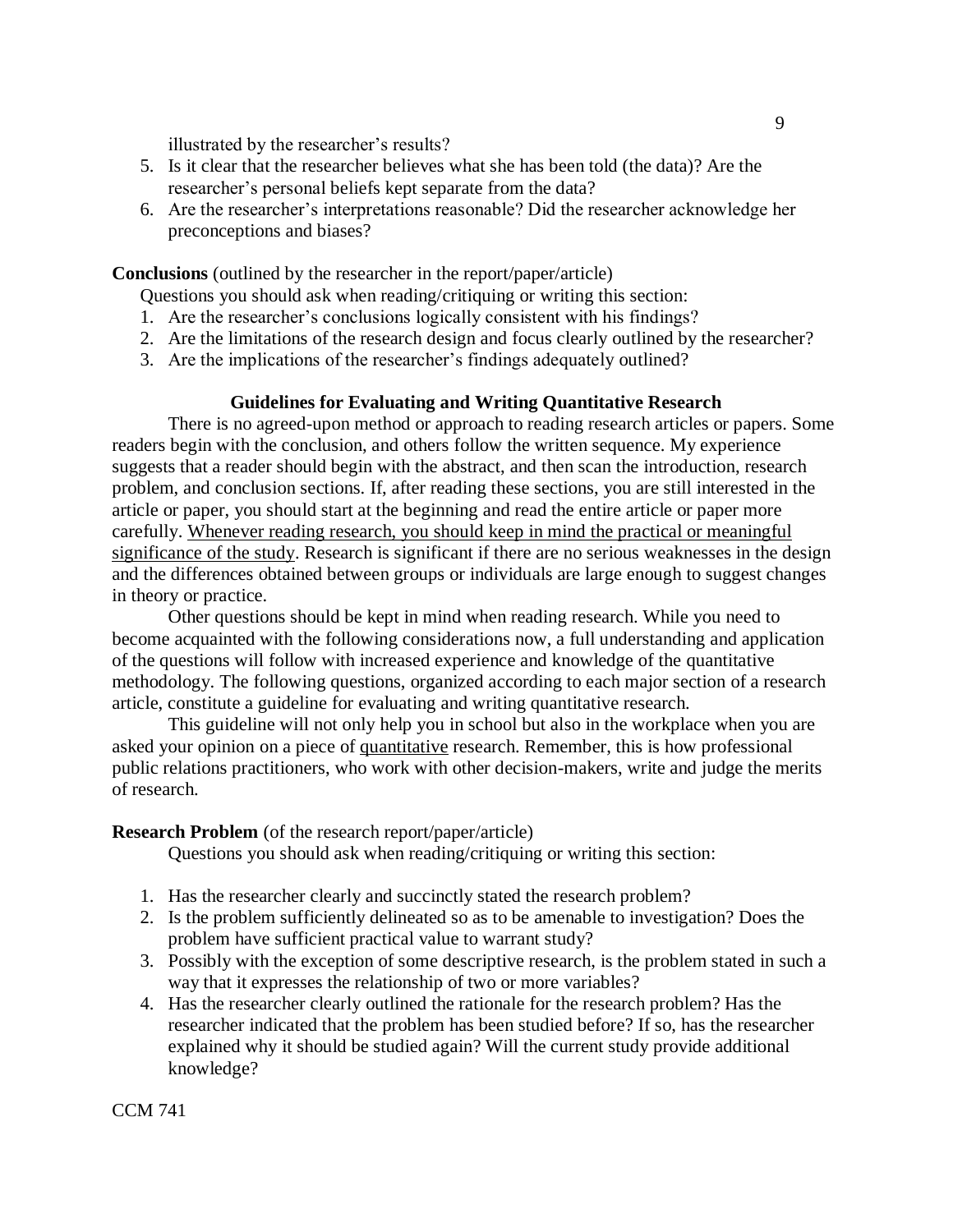illustrated by the researcher's results?

5. Is it clear that the researcher believes what she has been told (the data)? Are the researcher's personal beliefs kept separate from the data?
6. Are the researcher's interpretations reasonable? Did the researcher acknowledge her preconceptions and biases?

**Conclusions** (outlined by the researcher in the report/paper/article)

Questions you should ask when reading/critiquing or writing this section:

1. Are the researcher's conclusions logically consistent with his findings?
2. Are the limitations of the research design and focus clearly outlined by the researcher?
3. Are the implications of the researcher's findings adequately outlined?

## Guidelines for Evaluating and Writing Quantitative Research

There is no agreed-upon method or approach to reading research articles or papers. Some readers begin with the conclusion, and others follow the written sequence. My experience suggests that a reader should begin with the abstract, and then scan the introduction, research problem, and conclusion sections. If, after reading these sections, you are still interested in the article or paper, you should start at the beginning and read the entire article or paper more carefully. <u>Whenever reading research, you should keep in mind the practical or meaningful significance of the study</u>. Research is significant if there are no serious weaknesses in the design and the differences obtained between groups or individuals are large enough to suggest changes in theory or practice.

Other questions should be kept in mind when reading research. While you need to become acquainted with the following considerations now, a full understanding and application of the questions will follow with increased experience and knowledge of the quantitative methodology. The following questions, organized according to each major section of a research article, constitute a guideline for evaluating and writing quantitative research.

This guideline will not only help you in school but also in the workplace when you are asked your opinion on a piece of <u>quantitative</u> research. Remember, this is how professional public relations practitioners, who work with other decision-makers, write and judge the merits of research.

**Research Problem** (of the research report/paper/article)

Questions you should ask when reading/critiquing or writing this section:

1. Has the researcher clearly and succinctly stated the research problem?
2. Is the problem sufficiently delineated so as to be amenable to investigation? Does the problem have sufficient practical value to warrant study?
3. Possibly with the exception of some descriptive research, is the problem stated in such a way that it expresses the relationship of two or more variables?
4. Has the researcher clearly outlined the rationale for the research problem? Has the researcher indicated that the problem has been studied before? If so, has the researcher explained why it should be studied again? Will the current study provide additional knowledge?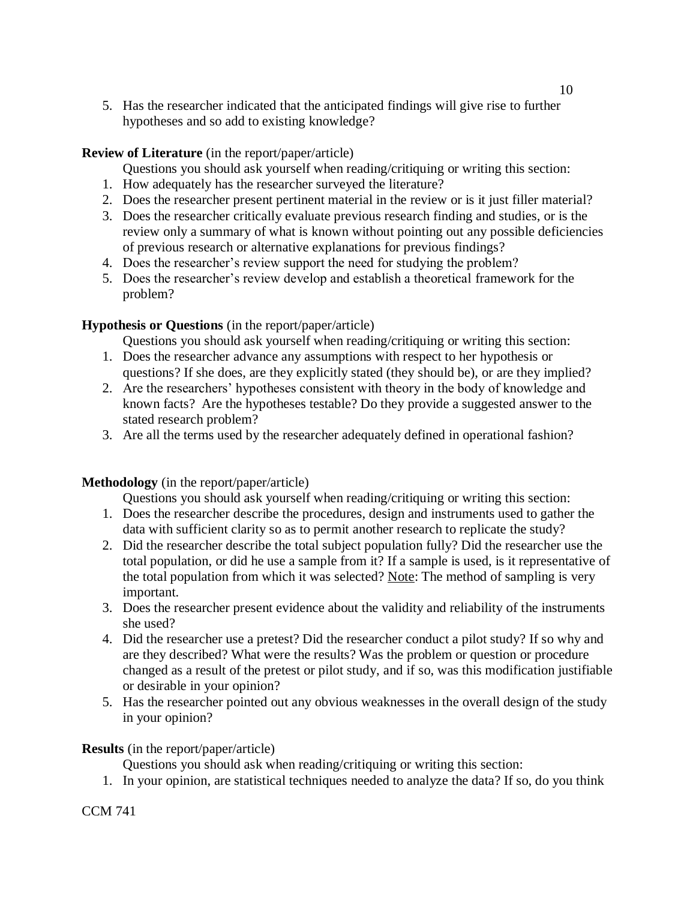5. Has the researcher indicated that the anticipated findings will give rise to further hypotheses and so add to existing knowledge?

**Review of Literature** (in the report/paper/article)

Questions you should ask yourself when reading/critiquing or writing this section:

1. How adequately has the researcher surveyed the literature?
2. Does the researcher present pertinent material in the review or is it just filler material?
3. Does the researcher critically evaluate previous research finding and studies, or is the review only a summary of what is known without pointing out any possible deficiencies of previous research or alternative explanations for previous findings?
4. Does the researcher's review support the need for studying the problem?
5. Does the researcher's review develop and establish a theoretical framework for the problem?

**Hypothesis or Questions** (in the report/paper/article)

Questions you should ask yourself when reading/critiquing or writing this section:

1. Does the researcher advance any assumptions with respect to her hypothesis or questions? If she does, are they explicitly stated (they should be), or are they implied?
2. Are the researchers' hypotheses consistent with theory in the body of knowledge and known facts? Are the hypotheses testable? Do they provide a suggested answer to the stated research problem?
3. Are all the terms used by the researcher adequately defined in operational fashion?

**Methodology** (in the report/paper/article)

Questions you should ask yourself when reading/critiquing or writing this section:

1. Does the researcher describe the procedures, design and instruments used to gather the data with sufficient clarity so as to permit another research to replicate the study?
2. Did the researcher describe the total subject population fully? Did the researcher use the total population, or did he use a sample from it? If a sample is used, is it representative of the total population from which it was selected? Note: The method of sampling is very important.
3. Does the researcher present evidence about the validity and reliability of the instruments she used?
4. Did the researcher use a pretest? Did the researcher conduct a pilot study? If so why and are they described? What were the results? Was the problem or question or procedure changed as a result of the pretest or pilot study, and if so, was this modification justifiable or desirable in your opinion?
5. Has the researcher pointed out any obvious weaknesses in the overall design of the study in your opinion?

**Results** (in the report/paper/article)

Questions you should ask when reading/critiquing or writing this section:

1. In your opinion, are statistical techniques needed to analyze the data? If so, do you think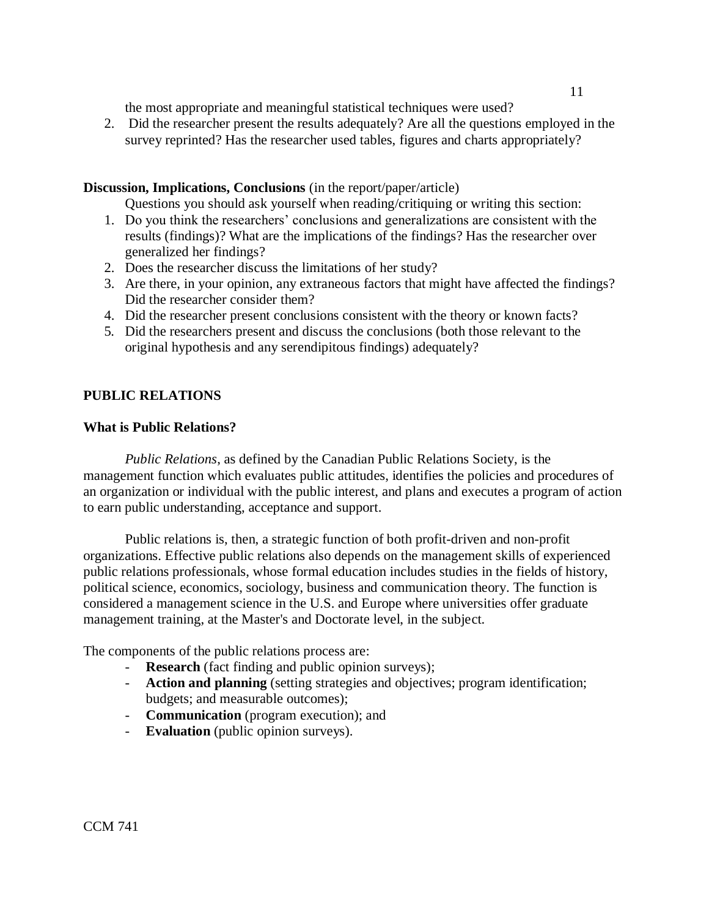the most appropriate and meaningful statistical techniques were used?

2. Did the researcher present the results adequately? Are all the questions employed in the survey reprinted? Has the researcher used tables, figures and charts appropriately?

**Discussion, Implications, Conclusions** (in the report/paper/article)

Questions you should ask yourself when reading/critiquing or writing this section:

1. Do you think the researchers' conclusions and generalizations are consistent with the results (findings)? What are the implications of the findings? Has the researcher over generalized her findings?
2. Does the researcher discuss the limitations of her study?
3. Are there, in your opinion, any extraneous factors that might have affected the findings? Did the researcher consider them?
4. Did the researcher present conclusions consistent with the theory or known facts?
5. Did the researchers present and discuss the conclusions (both those relevant to the original hypothesis and any serendipitous findings) adequately?

## PUBLIC RELATIONS

### What is Public Relations?

*Public Relations*, as defined by the Canadian Public Relations Society, is the management function which evaluates public attitudes, identifies the policies and procedures of an organization or individual with the public interest, and plans and executes a program of action to earn public understanding, acceptance and support.

Public relations is, then, a strategic function of both profit-driven and non-profit organizations. Effective public relations also depends on the management skills of experienced public relations professionals, whose formal education includes studies in the fields of history, political science, economics, sociology, business and communication theory. The function is considered a management science in the U.S. and Europe where universities offer graduate management training, at the Master's and Doctorate level, in the subject.

The components of the public relations process are:

- **Research** (fact finding and public opinion surveys);
- **Action and planning** (setting strategies and objectives; program identification; budgets; and measurable outcomes);
- **Communication** (program execution); and
- **Evaluation** (public opinion surveys).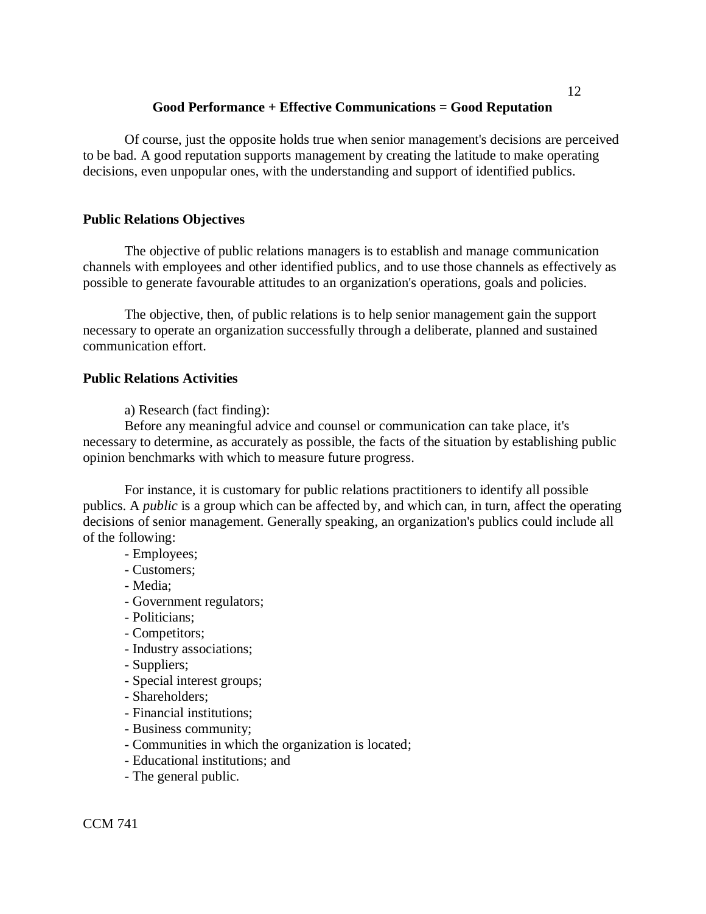**Good Performance + Effective Communications = Good Reputation**

Of course, just the opposite holds true when senior management's decisions are perceived to be bad. A good reputation supports management by creating the latitude to make operating decisions, even unpopular ones, with the understanding and support of identified publics.

## Public Relations Objectives

The objective of public relations managers is to establish and manage communication channels with employees and other identified publics, and to use those channels as effectively as possible to generate favourable attitudes to an organization's operations, goals and policies.

The objective, then, of public relations is to help senior management gain the support necessary to operate an organization successfully through a deliberate, planned and sustained communication effort.

## Public Relations Activities

a) Research (fact finding):

Before any meaningful advice and counsel or communication can take place, it's necessary to determine, as accurately as possible, the facts of the situation by establishing public opinion benchmarks with which to measure future progress.

For instance, it is customary for public relations practitioners to identify all possible publics. A *public* is a group which can be affected by, and which can, in turn, affect the operating decisions of senior management. Generally speaking, an organization's publics could include all of the following:

- Employees;
- Customers;
- Media;
- Government regulators;
- Politicians;
- Competitors;
- Industry associations;
- Suppliers;
- Special interest groups;
- Shareholders;
- Financial institutions;
- Business community;
- Communities in which the organization is located;
- Educational institutions; and
- The general public.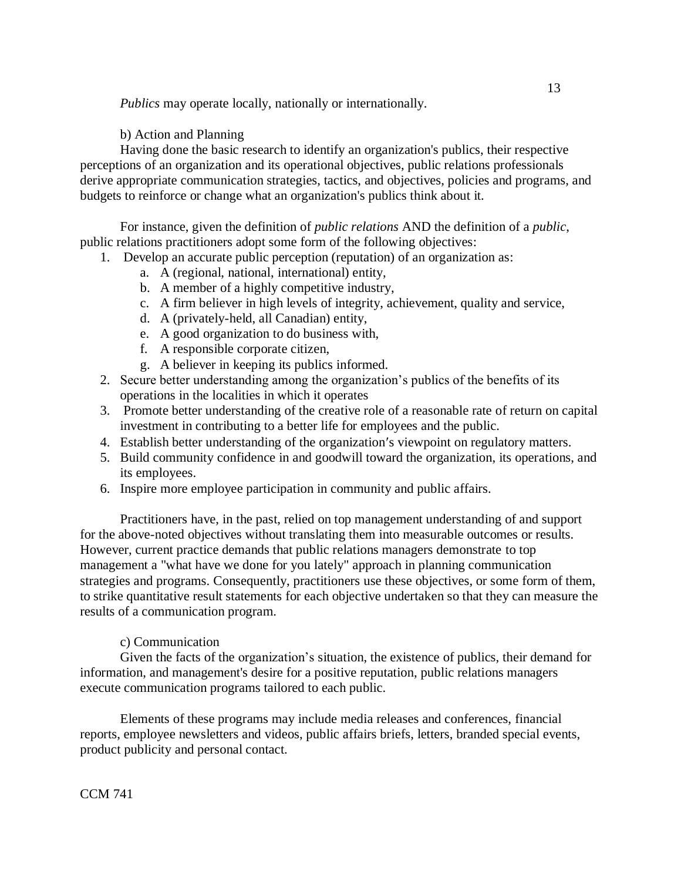*Publics* may operate locally, nationally or internationally.

b) Action and Planning

Having done the basic research to identify an organization's publics, their respective perceptions of an organization and its operational objectives, public relations professionals derive appropriate communication strategies, tactics, and objectives, policies and programs, and budgets to reinforce or change what an organization's publics think about it.

For instance, given the definition of *public relations* AND the definition of a *public*, public relations practitioners adopt some form of the following objectives:

1. Develop an accurate public perception (reputation) of an organization as:
    a. A (regional, national, international) entity,
    b. A member of a highly competitive industry,
    c. A firm believer in high levels of integrity, achievement, quality and service,
    d. A (privately-held, all Canadian) entity,
    e. A good organization to do business with,
    f. A responsible corporate citizen,
    g. A believer in keeping its publics informed.
2. Secure better understanding among the organization's publics of the benefits of its operations in the localities in which it operates
3. Promote better understanding of the creative role of a reasonable rate of return on capital investment in contributing to a better life for employees and the public.
4. Establish better understanding of the organization′s viewpoint on regulatory matters.
5. Build community confidence in and goodwill toward the organization, its operations, and its employees.
6. Inspire more employee participation in community and public affairs.

Practitioners have, in the past, relied on top management understanding of and support for the above-noted objectives without translating them into measurable outcomes or results. However, current practice demands that public relations managers demonstrate to top management a "what have we done for you lately" approach in planning communication strategies and programs. Consequently, practitioners use these objectives, or some form of them, to strike quantitative result statements for each objective undertaken so that they can measure the results of a communication program.

c) Communication

Given the facts of the organization's situation, the existence of publics, their demand for information, and management's desire for a positive reputation, public relations managers execute communication programs tailored to each public.

Elements of these programs may include media releases and conferences, financial reports, employee newsletters and videos, public affairs briefs, letters, branded special events, product publicity and personal contact.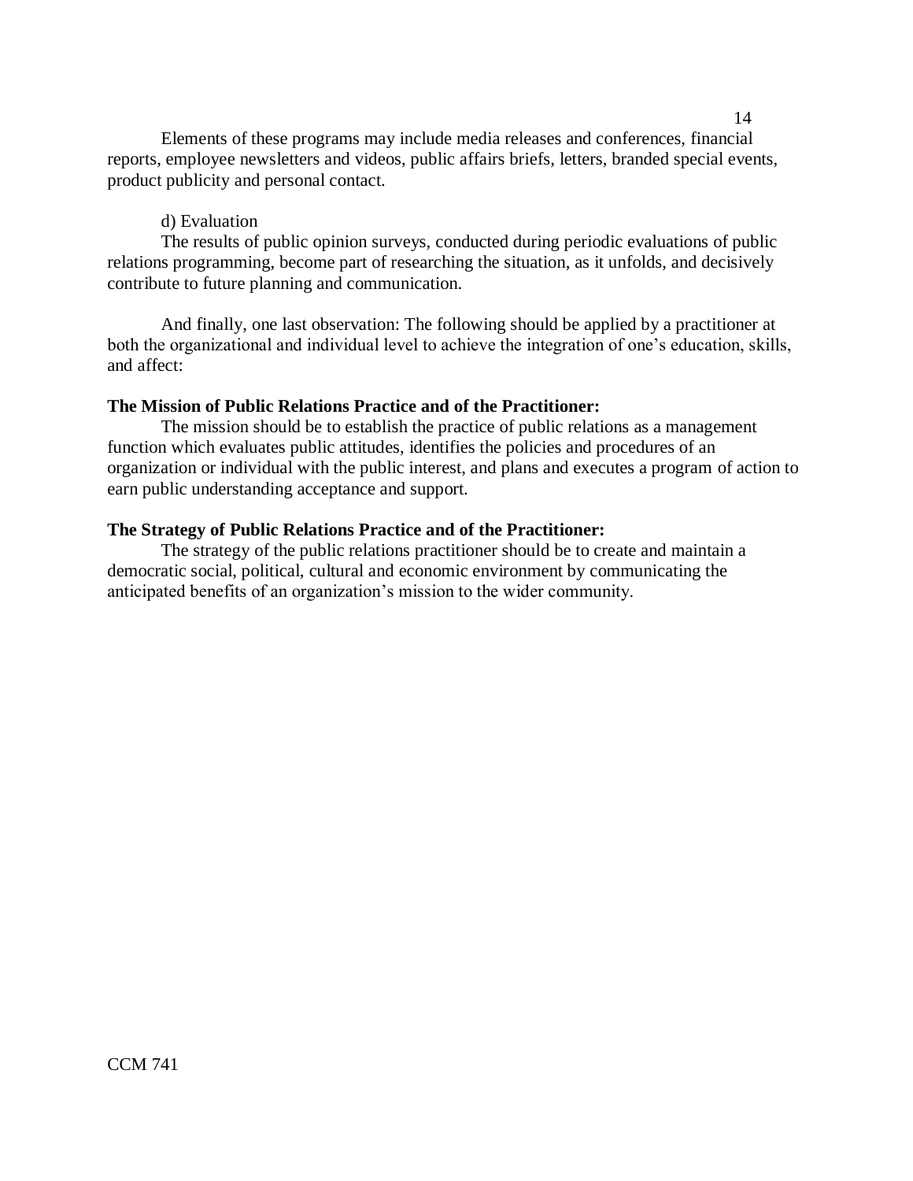Elements of these programs may include media releases and conferences, financial reports, employee newsletters and videos, public affairs briefs, letters, branded special events, product publicity and personal contact.

d) Evaluation

The results of public opinion surveys, conducted during periodic evaluations of public relations programming, become part of researching the situation, as it unfolds, and decisively contribute to future planning and communication.

And finally, one last observation: The following should be applied by a practitioner at both the organizational and individual level to achieve the integration of one's education, skills, and affect:

**The Mission of Public Relations Practice and of the Practitioner:**

The mission should be to establish the practice of public relations as a management function which evaluates public attitudes, identifies the policies and procedures of an organization or individual with the public interest, and plans and executes a program of action to earn public understanding acceptance and support.

**The Strategy of Public Relations Practice and of the Practitioner:**

The strategy of the public relations practitioner should be to create and maintain a democratic social, political, cultural and economic environment by communicating the anticipated benefits of an organization's mission to the wider community.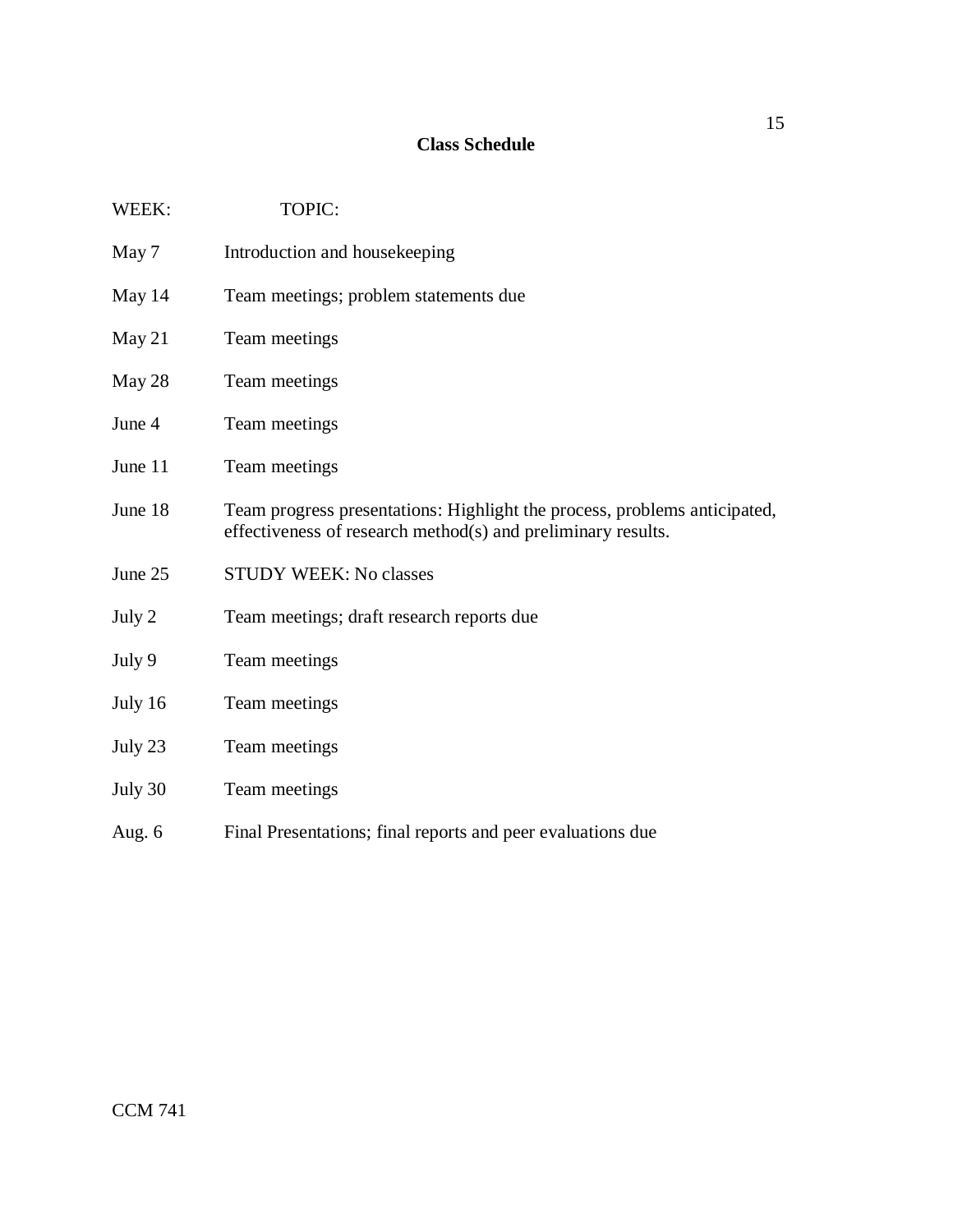## Class Schedule

| WEEK: | TOPIC: |
|---|---|
| May 7 | Introduction and housekeeping |
| May 14 | Team meetings; problem statements due |
| May 21 | Team meetings |
| May 28 | Team meetings |
| June 4 | Team meetings |
| June 11 | Team meetings |
| June 18 | Team progress presentations: Highlight the process, problems anticipated, effectiveness of research method(s) and preliminary results. |
| June 25 | STUDY WEEK: No classes |
| July 2 | Team meetings; draft research reports due |
| July 9 | Team meetings |
| July 16 | Team meetings |
| July 23 | Team meetings |
| July 30 | Team meetings |
| Aug. 6 | Final Presentations; final reports and peer evaluations due |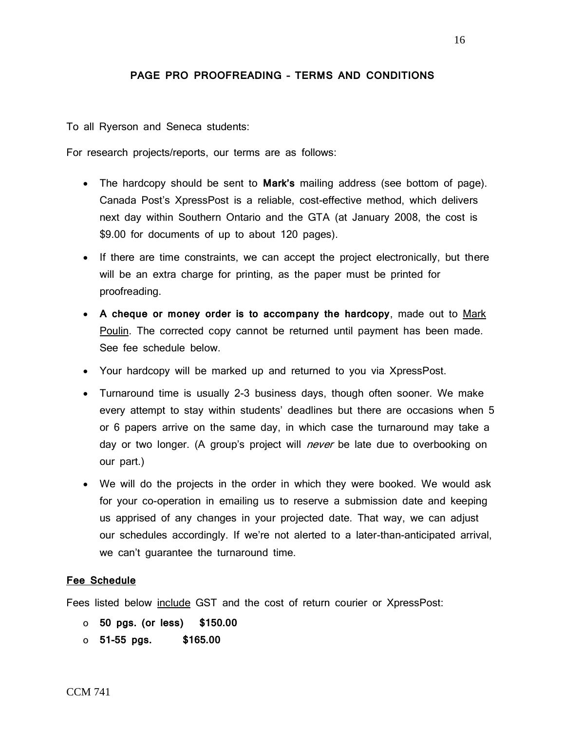## PAGE PRO PROOFREADING – TERMS AND CONDITIONS

To all Ryerson and Seneca students:

For research projects/reports, our terms are as follows:

- The hardcopy should be sent to **Mark's** mailing address (see bottom of page). Canada Post's XpressPost is a reliable, cost-effective method, which delivers next day within Southern Ontario and the GTA (at January 2008, the cost is $9.00 for documents of up to about 120 pages).
- If there are time constraints, we can accept the project electronically, but there will be an extra charge for printing, as the paper must be printed for proofreading.
- **A cheque or money order is to accompany the hardcopy**, made out to <u>Mark Poulin</u>. The corrected copy cannot be returned until payment has been made. See fee schedule below.
- Your hardcopy will be marked up and returned to you via XpressPost.
- Turnaround time is usually 2-3 business days, though often sooner. We make every attempt to stay within students' deadlines but there are occasions when 5 or 6 papers arrive on the same day, in which case the turnaround may take a day or two longer. (A group's project will *never* be late due to overbooking on our part.)
- We will do the projects in the order in which they were booked. We would ask for your co-operation in emailing us to reserve a submission date and keeping us apprised of any changes in your projected date. That way, we can adjust our schedules accordingly. If we're not alerted to a later-than-anticipated arrival, we can't guarantee the turnaround time.

**<u>Fee Schedule</u>**

Fees listed below <u>include</u> GST and the cost of return courier or XpressPost:

- **50 pgs. (or less) $150.00**
- **51-55 pgs. $165.00**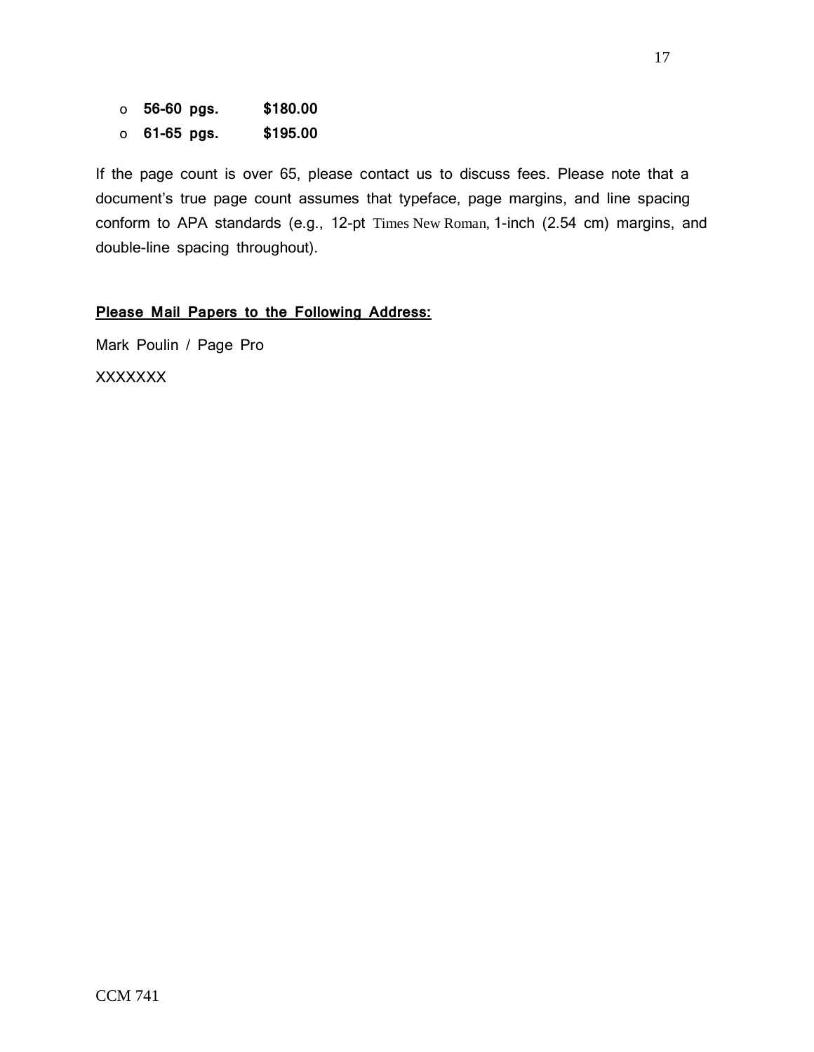- **56-60 pgs. $180.00**
- **61-65 pgs. $195.00**

If the page count is over 65, please contact us to discuss fees. Please note that a document's true page count assumes that typeface, page margins, and line spacing conform to APA standards (e.g., 12-pt Times New Roman, 1-inch (2.54 cm) margins, and double-line spacing throughout).

**Please Mail Papers to the Following Address:**

Mark Poulin / Page Pro

XXXXXXX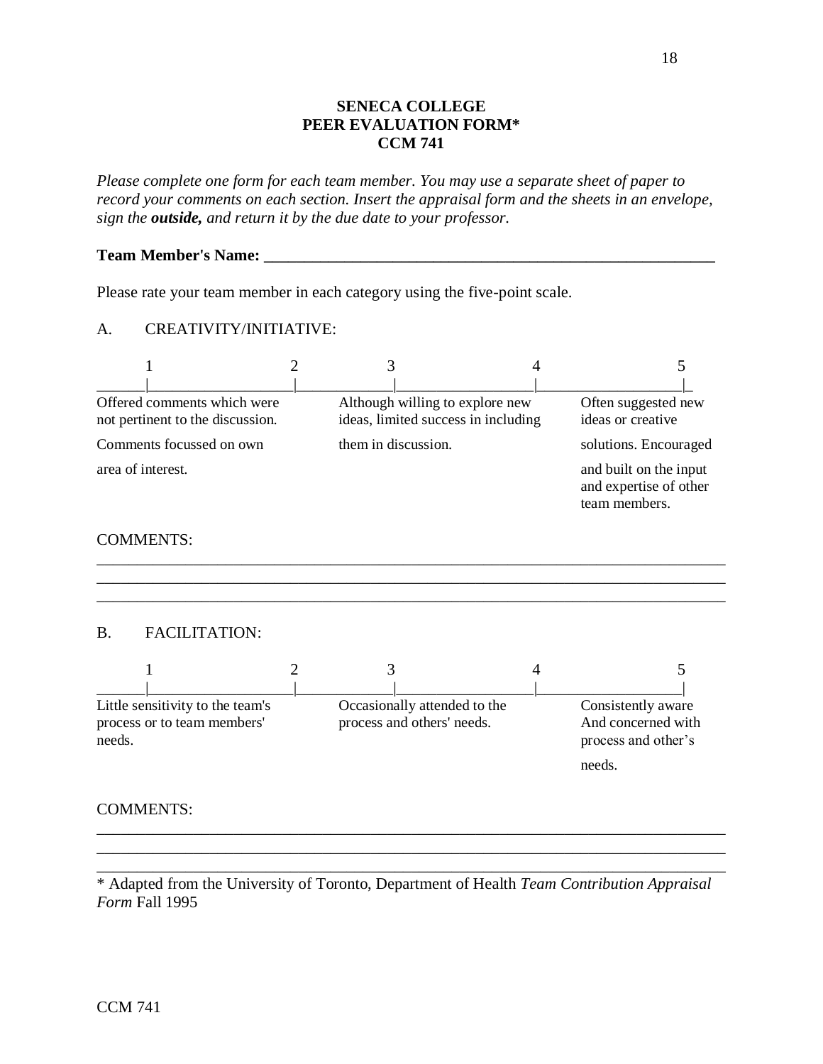**SENECA COLLEGE**
**PEER EVALUATION FORM***
**CCM 741**

*Please complete one form for each team member. You may use a separate sheet of paper to record your comments on each section. Insert the appraisal form and the sheets in an envelope, sign the* ***outside,*** *and return it by the due date to your professor.*

**Team Member's Name: ______________________________________________________**

Please rate your team member in each category using the five-point scale.

A. CREATIVITY/INITIATIVE:

| 1 | 2 | 3 | 4 | 5 |
|---|---|---|---|---|
| Offered comments which were not pertinent to the discussion. Comments focussed on own area of interest. | | Although willing to explore new ideas, limited success in including them in discussion. | | Often suggested new ideas or creative solutions. Encouraged and built on the input and expertise of other team members. |

COMMENTS:

_______________________________________________________________________________
_______________________________________________________________________________
_______________________________________________________________________________

B. FACILITATION:

| 1 | 2 | 3 | 4 | 5 |
|---|---|---|---|---|
| Little sensitivity to the team's process or to team members' needs. | | Occasionally attended to the process and others' needs. | | Consistently aware And concerned with process and other's needs. |

COMMENTS:

_______________________________________________________________________________
_______________________________________________________________________________
_______________________________________________________________________________

\* Adapted from the University of Toronto, Department of Health *Team Contribution Appraisal Form* Fall 1995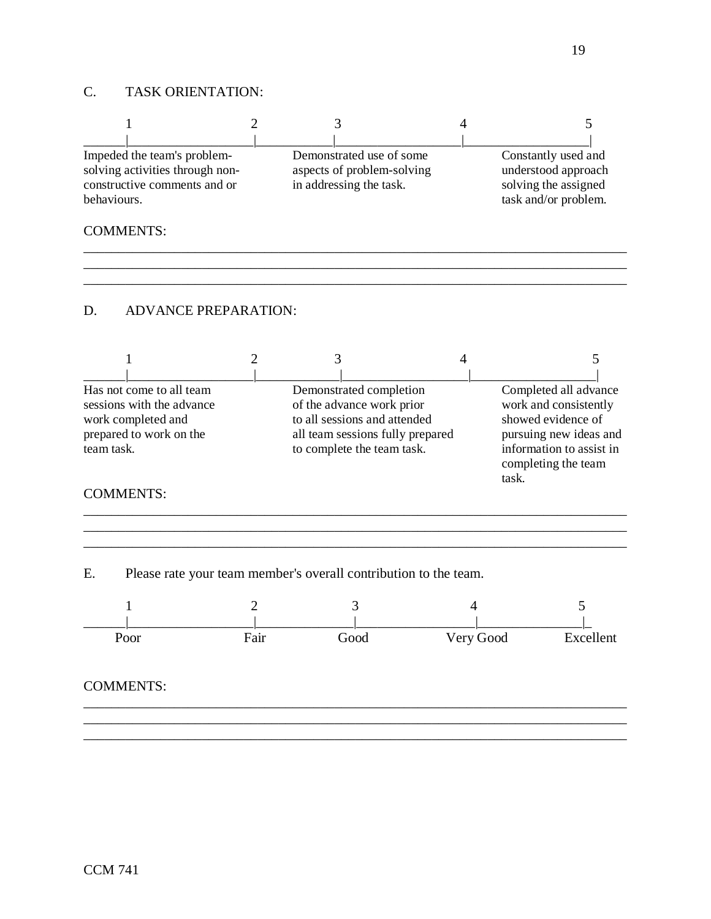C. TASK ORIENTATION:

| 1 | 2 | 3 | 4 | 5 |
|---|---|---|---|---|
| Impeded the team's problem-solving activities through non-constructive comments and or behaviours. | | Demonstrated use of some aspects of problem-solving in addressing the task. | | Constantly used and understood approach solving the assigned task and/or problem. |

COMMENTS:

\_\_\_\_\_\_\_\_\_\_\_\_\_\_\_\_\_\_\_\_\_\_\_\_\_\_\_\_\_\_\_\_\_\_\_\_\_\_\_\_\_\_\_\_\_\_\_\_\_\_\_\_\_\_\_\_\_\_\_\_\_\_\_\_\_\_\_\_\_\_\_\_
\_\_\_\_\_\_\_\_\_\_\_\_\_\_\_\_\_\_\_\_\_\_\_\_\_\_\_\_\_\_\_\_\_\_\_\_\_\_\_\_\_\_\_\_\_\_\_\_\_\_\_\_\_\_\_\_\_\_\_\_\_\_\_\_\_\_\_\_\_\_\_\_
\_\_\_\_\_\_\_\_\_\_\_\_\_\_\_\_\_\_\_\_\_\_\_\_\_\_\_\_\_\_\_\_\_\_\_\_\_\_\_\_\_\_\_\_\_\_\_\_\_\_\_\_\_\_\_\_\_\_\_\_\_\_\_\_\_\_\_\_\_\_\_\_

D. ADVANCE PREPARATION:

| 1 | 2 | 3 | 4 | 5 |
|---|---|---|---|---|
| Has not come to all team sessions with the advance work completed and prepared to work on the team task. | | Demonstrated completion of the advance work prior to all sessions and attended all team sessions fully prepared to complete the team task. | | Completed all advance work and consistently showed evidence of pursuing new ideas and information to assist in completing the team task. |

COMMENTS:

\_\_\_\_\_\_\_\_\_\_\_\_\_\_\_\_\_\_\_\_\_\_\_\_\_\_\_\_\_\_\_\_\_\_\_\_\_\_\_\_\_\_\_\_\_\_\_\_\_\_\_\_\_\_\_\_\_\_\_\_\_\_\_\_\_\_\_\_\_\_\_\_
\_\_\_\_\_\_\_\_\_\_\_\_\_\_\_\_\_\_\_\_\_\_\_\_\_\_\_\_\_\_\_\_\_\_\_\_\_\_\_\_\_\_\_\_\_\_\_\_\_\_\_\_\_\_\_\_\_\_\_\_\_\_\_\_\_\_\_\_\_\_\_\_
\_\_\_\_\_\_\_\_\_\_\_\_\_\_\_\_\_\_\_\_\_\_\_\_\_\_\_\_\_\_\_\_\_\_\_\_\_\_\_\_\_\_\_\_\_\_\_\_\_\_\_\_\_\_\_\_\_\_\_\_\_\_\_\_\_\_\_\_\_\_\_\_

E. Please rate your team member's overall contribution to the team.

| 1 | 2 | 3 | 4 | 5 |
|---|---|---|---|---|
| Poor | Fair | Good | Very Good | Excellent |

COMMENTS:

\_\_\_\_\_\_\_\_\_\_\_\_\_\_\_\_\_\_\_\_\_\_\_\_\_\_\_\_\_\_\_\_\_\_\_\_\_\_\_\_\_\_\_\_\_\_\_\_\_\_\_\_\_\_\_\_\_\_\_\_\_\_\_\_\_\_\_\_\_\_\_\_
\_\_\_\_\_\_\_\_\_\_\_\_\_\_\_\_\_\_\_\_\_\_\_\_\_\_\_\_\_\_\_\_\_\_\_\_\_\_\_\_\_\_\_\_\_\_\_\_\_\_\_\_\_\_\_\_\_\_\_\_\_\_\_\_\_\_\_\_\_\_\_\_
\_\_\_\_\_\_\_\_\_\_\_\_\_\_\_\_\_\_\_\_\_\_\_\_\_\_\_\_\_\_\_\_\_\_\_\_\_\_\_\_\_\_\_\_\_\_\_\_\_\_\_\_\_\_\_\_\_\_\_\_\_\_\_\_\_\_\_\_\_\_\_\_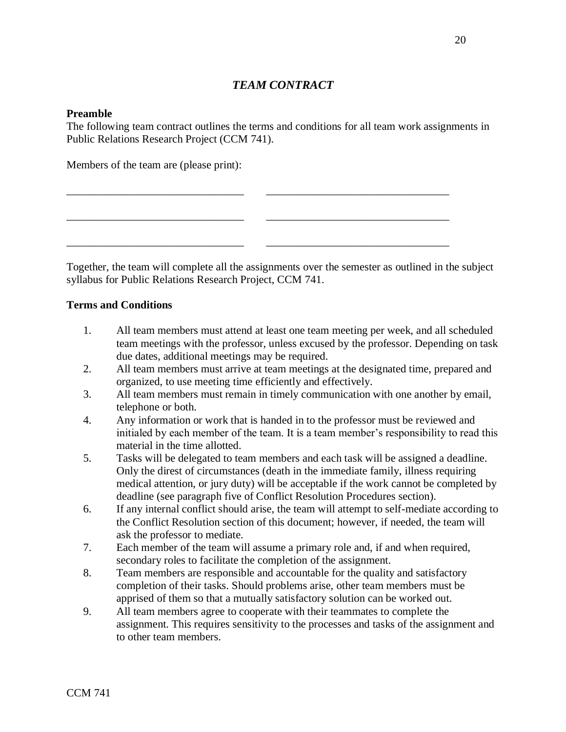# *TEAM CONTRACT*

**Preamble**

The following team contract outlines the terms and conditions for all team work assignments in Public Relations Research Project (CCM 741).

Members of the team are (please print):

_______________________________ _______________________________

_______________________________ _______________________________

_______________________________ _______________________________

Together, the team will complete all the assignments over the semester as outlined in the subject syllabus for Public Relations Research Project, CCM 741.

**Terms and Conditions**

1. All team members must attend at least one team meeting per week, and all scheduled team meetings with the professor, unless excused by the professor. Depending on task due dates, additional meetings may be required.
2. All team members must arrive at team meetings at the designated time, prepared and organized, to use meeting time efficiently and effectively.
3. All team members must remain in timely communication with one another by email, telephone or both.
4. Any information or work that is handed in to the professor must be reviewed and initialed by each member of the team. It is a team member's responsibility to read this material in the time allotted.
5. Tasks will be delegated to team members and each task will be assigned a deadline. Only the direst of circumstances (death in the immediate family, illness requiring medical attention, or jury duty) will be acceptable if the work cannot be completed by deadline (see paragraph five of Conflict Resolution Procedures section).
6. If any internal conflict should arise, the team will attempt to self-mediate according to the Conflict Resolution section of this document; however, if needed, the team will ask the professor to mediate.
7. Each member of the team will assume a primary role and, if and when required, secondary roles to facilitate the completion of the assignment.
8. Team members are responsible and accountable for the quality and satisfactory completion of their tasks. Should problems arise, other team members must be apprised of them so that a mutually satisfactory solution can be worked out.
9. All team members agree to cooperate with their teammates to complete the assignment. This requires sensitivity to the processes and tasks of the assignment and to other team members.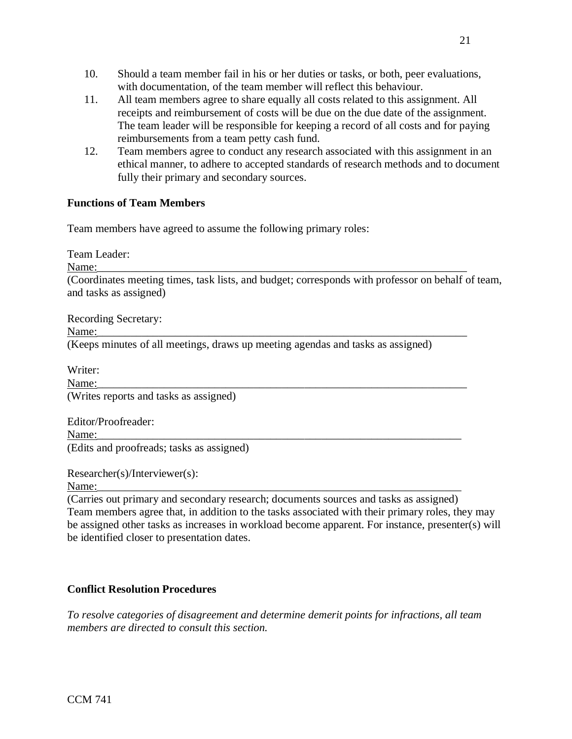10. Should a team member fail in his or her duties or tasks, or both, peer evaluations, with documentation, of the team member will reflect this behaviour.
11. All team members agree to share equally all costs related to this assignment. All receipts and reimbursement of costs will be due on the due date of the assignment. The team leader will be responsible for keeping a record of all costs and for paying reimbursements from a team petty cash fund.
12. Team members agree to conduct any research associated with this assignment in an ethical manner, to adhere to accepted standards of research methods and to document fully their primary and secondary sources.

**Functions of Team Members**

Team members have agreed to assume the following primary roles:

Team Leader:
Name:_______________________________________________________________________
(Coordinates meeting times, task lists, and budget; corresponds with professor on behalf of team, and tasks as assigned)

Recording Secretary:
Name:_______________________________________________________________________
(Keeps minutes of all meetings, draws up meeting agendas and tasks as assigned)

Writer:
Name:_______________________________________________________________________
(Writes reports and tasks as assigned)

Editor/Proofreader:
Name:______________________________________________________________________
(Edits and proofreads; tasks as assigned)

Researcher(s)/Interviewer(s):
Name:______________________________________________________________________
(Carries out primary and secondary research; documents sources and tasks as assigned)
Team members agree that, in addition to the tasks associated with their primary roles, they may be assigned other tasks as increases in workload become apparent. For instance, presenter(s) will be identified closer to presentation dates.

**Conflict Resolution Procedures**

*To resolve categories of disagreement and determine demerit points for infractions, all team members are directed to consult this section.*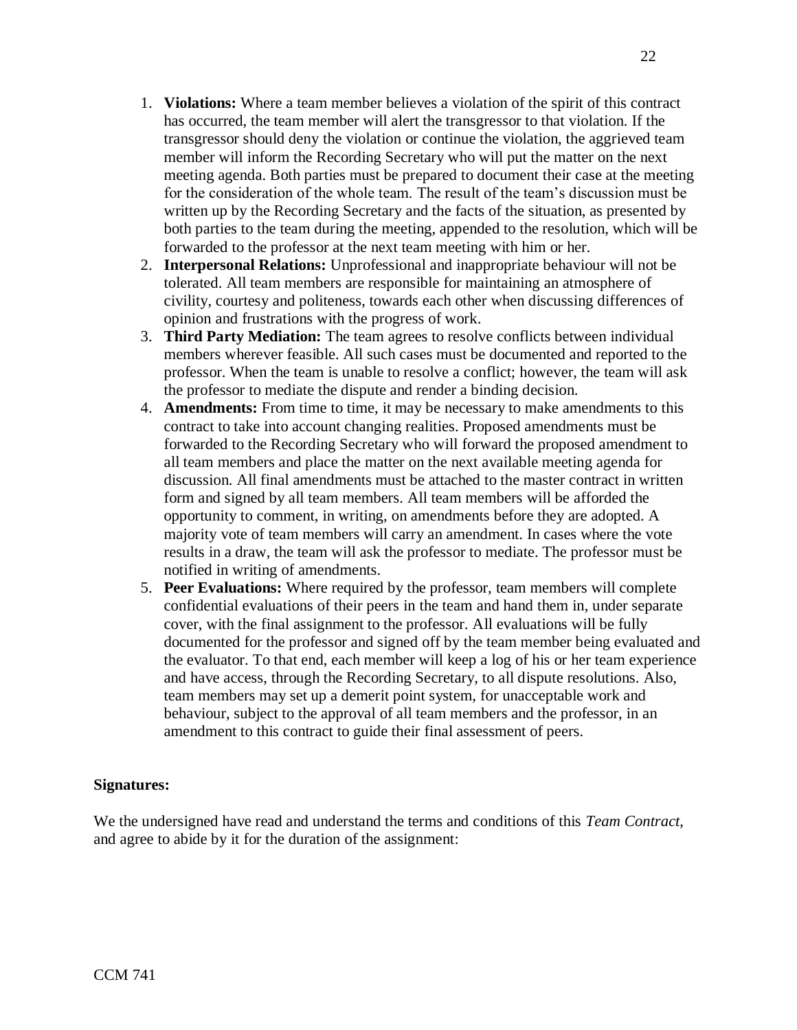1. **Violations:** Where a team member believes a violation of the spirit of this contract has occurred, the team member will alert the transgressor to that violation. If the transgressor should deny the violation or continue the violation, the aggrieved team member will inform the Recording Secretary who will put the matter on the next meeting agenda. Both parties must be prepared to document their case at the meeting for the consideration of the whole team. The result of the team's discussion must be written up by the Recording Secretary and the facts of the situation, as presented by both parties to the team during the meeting, appended to the resolution, which will be forwarded to the professor at the next team meeting with him or her.
2. **Interpersonal Relations:** Unprofessional and inappropriate behaviour will not be tolerated. All team members are responsible for maintaining an atmosphere of civility, courtesy and politeness, towards each other when discussing differences of opinion and frustrations with the progress of work.
3. **Third Party Mediation:** The team agrees to resolve conflicts between individual members wherever feasible. All such cases must be documented and reported to the professor. When the team is unable to resolve a conflict; however, the team will ask the professor to mediate the dispute and render a binding decision.
4. **Amendments:** From time to time, it may be necessary to make amendments to this contract to take into account changing realities. Proposed amendments must be forwarded to the Recording Secretary who will forward the proposed amendment to all team members and place the matter on the next available meeting agenda for discussion. All final amendments must be attached to the master contract in written form and signed by all team members. All team members will be afforded the opportunity to comment, in writing, on amendments before they are adopted. A majority vote of team members will carry an amendment. In cases where the vote results in a draw, the team will ask the professor to mediate. The professor must be notified in writing of amendments.
5. **Peer Evaluations:** Where required by the professor, team members will complete confidential evaluations of their peers in the team and hand them in, under separate cover, with the final assignment to the professor. All evaluations will be fully documented for the professor and signed off by the team member being evaluated and the evaluator. To that end, each member will keep a log of his or her team experience and have access, through the Recording Secretary, to all dispute resolutions. Also, team members may set up a demerit point system, for unacceptable work and behaviour, subject to the approval of all team members and the professor, in an amendment to this contract to guide their final assessment of peers.

**Signatures:**

We the undersigned have read and understand the terms and conditions of this *Team Contract*, and agree to abide by it for the duration of the assignment: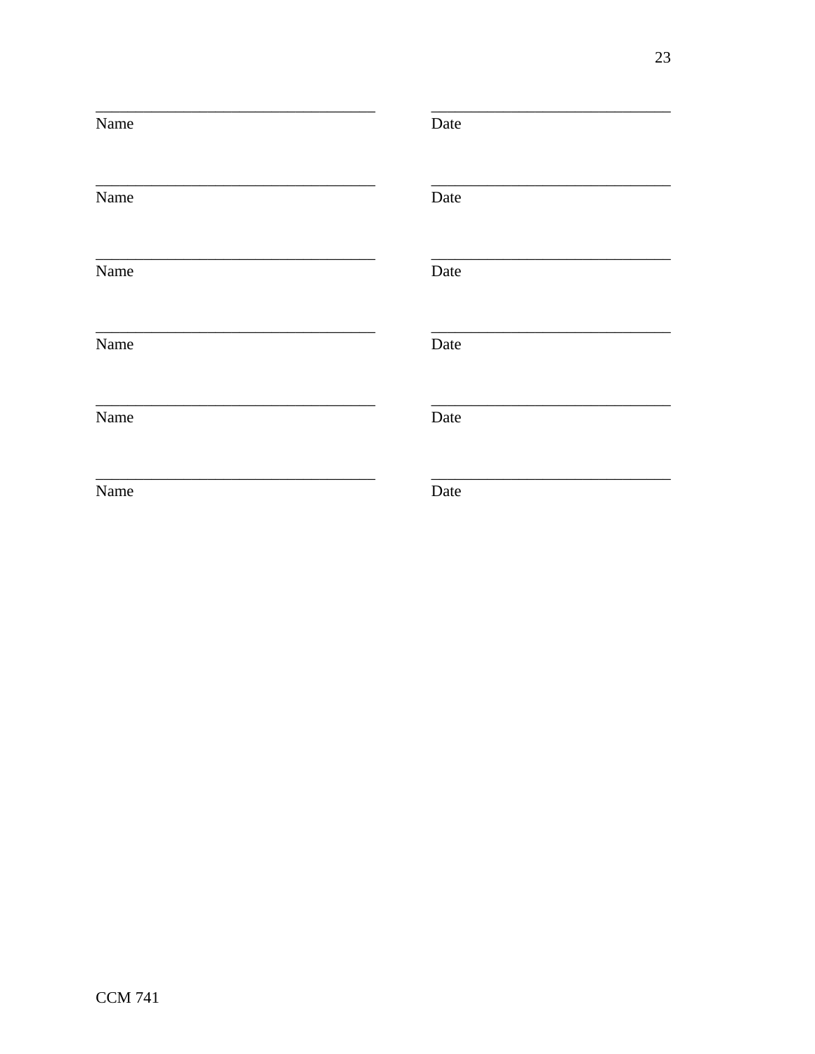\_\_\_\_\_\_\_\_\_\_\_\_\_\_\_\_\_\_\_\_\_\_\_\_\_\_\_\_\_\_\_\_\_\_ \_\_\_\_\_\_\_\_\_\_\_\_\_\_\_\_\_\_\_\_\_\_\_\_\_\_\_\_\_\_
Name Date

\_\_\_\_\_\_\_\_\_\_\_\_\_\_\_\_\_\_\_\_\_\_\_\_\_\_\_\_\_\_\_\_\_\_ \_\_\_\_\_\_\_\_\_\_\_\_\_\_\_\_\_\_\_\_\_\_\_\_\_\_\_\_\_\_
Name Date

\_\_\_\_\_\_\_\_\_\_\_\_\_\_\_\_\_\_\_\_\_\_\_\_\_\_\_\_\_\_\_\_\_\_ \_\_\_\_\_\_\_\_\_\_\_\_\_\_\_\_\_\_\_\_\_\_\_\_\_\_\_\_\_\_
Name Date

\_\_\_\_\_\_\_\_\_\_\_\_\_\_\_\_\_\_\_\_\_\_\_\_\_\_\_\_\_\_\_\_\_\_ \_\_\_\_\_\_\_\_\_\_\_\_\_\_\_\_\_\_\_\_\_\_\_\_\_\_\_\_\_\_
Name Date

\_\_\_\_\_\_\_\_\_\_\_\_\_\_\_\_\_\_\_\_\_\_\_\_\_\_\_\_\_\_\_\_\_\_ \_\_\_\_\_\_\_\_\_\_\_\_\_\_\_\_\_\_\_\_\_\_\_\_\_\_\_\_\_\_
Name Date

\_\_\_\_\_\_\_\_\_\_\_\_\_\_\_\_\_\_\_\_\_\_\_\_\_\_\_\_\_\_\_\_\_\_ \_\_\_\_\_\_\_\_\_\_\_\_\_\_\_\_\_\_\_\_\_\_\_\_\_\_\_\_\_\_
Name Date